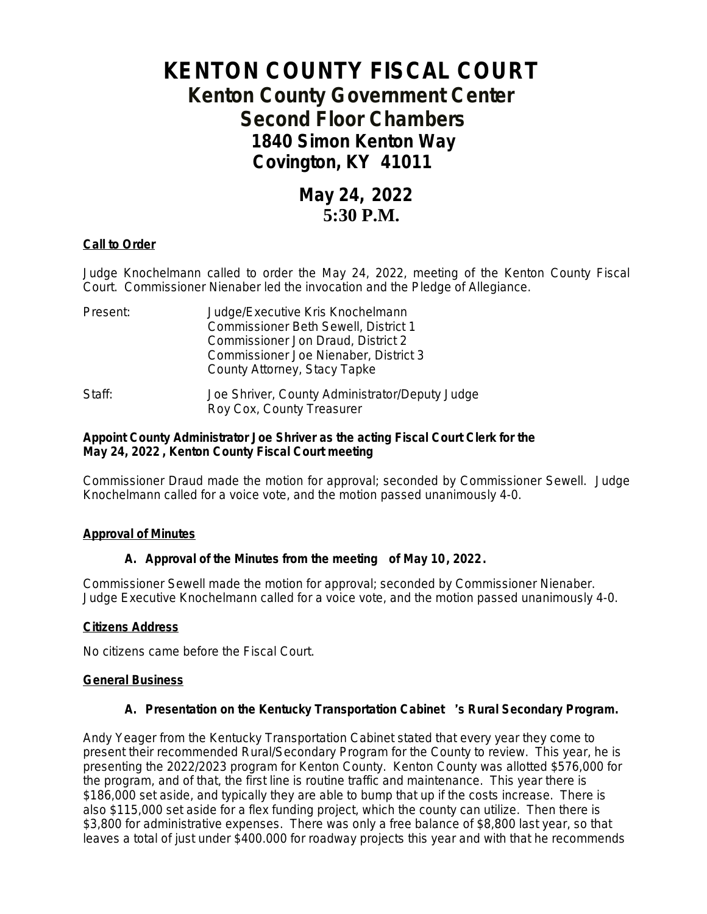# KENTON COUNTY FISCAL COURT

## Kenton County Government Center
## Second Floor Chambers
### 1840 Simon Kenton Way
### Covington, KY 41011

### May 24, 2022
### 5:30 P.M.

**Call to Order**

Judge Knochelmann called to order the May 24, 2022, meeting of the Kenton County Fiscal Court. Commissioner Nienaber led the invocation and the Pledge of Allegiance.

| | |
|---|---|
| Present: | Judge/Executive Kris Knochelmann<br>Commissioner Beth Sewell, District 1<br>Commissioner Jon Draud, District 2<br>Commissioner Joe Nienaber, District 3<br>County Attorney, Stacy Tapke |
| Staff: | Joe Shriver, County Administrator/Deputy Judge<br>Roy Cox, County Treasurer |

**Appoint County Administrator Joe Shriver as the acting Fiscal Court Clerk for the May 24, 2022 , Kenton County Fiscal Court meeting**

Commissioner Draud made the motion for approval; seconded by Commissioner Sewell. Judge Knochelmann called for a voice vote, and the motion passed unanimously 4-0.

**Approval of Minutes**

**A. Approval of the Minutes from the meeting of May 10, 2022.**

Commissioner Sewell made the motion for approval; seconded by Commissioner Nienaber. Judge Executive Knochelmann called for a voice vote, and the motion passed unanimously 4-0.

**Citizens Address**

No citizens came before the Fiscal Court.

**General Business**

**A. Presentation on the Kentucky Transportation Cabinet 's Rural Secondary Program.**

Andy Yeager from the Kentucky Transportation Cabinet stated that every year they come to present their recommended Rural/Secondary Program for the County to review. This year, he is presenting the 2022/2023 program for Kenton County. Kenton County was allotted $576,000 for the program, and of that, the first line is routine traffic and maintenance. This year there is $186,000 set aside, and typically they are able to bump that up if the costs increase. There is also $115,000 set aside for a flex funding project, which the county can utilize. Then there is $3,800 for administrative expenses. There was only a free balance of $8,800 last year, so that leaves a total of just under $400.000 for roadway projects this year and with that he recommends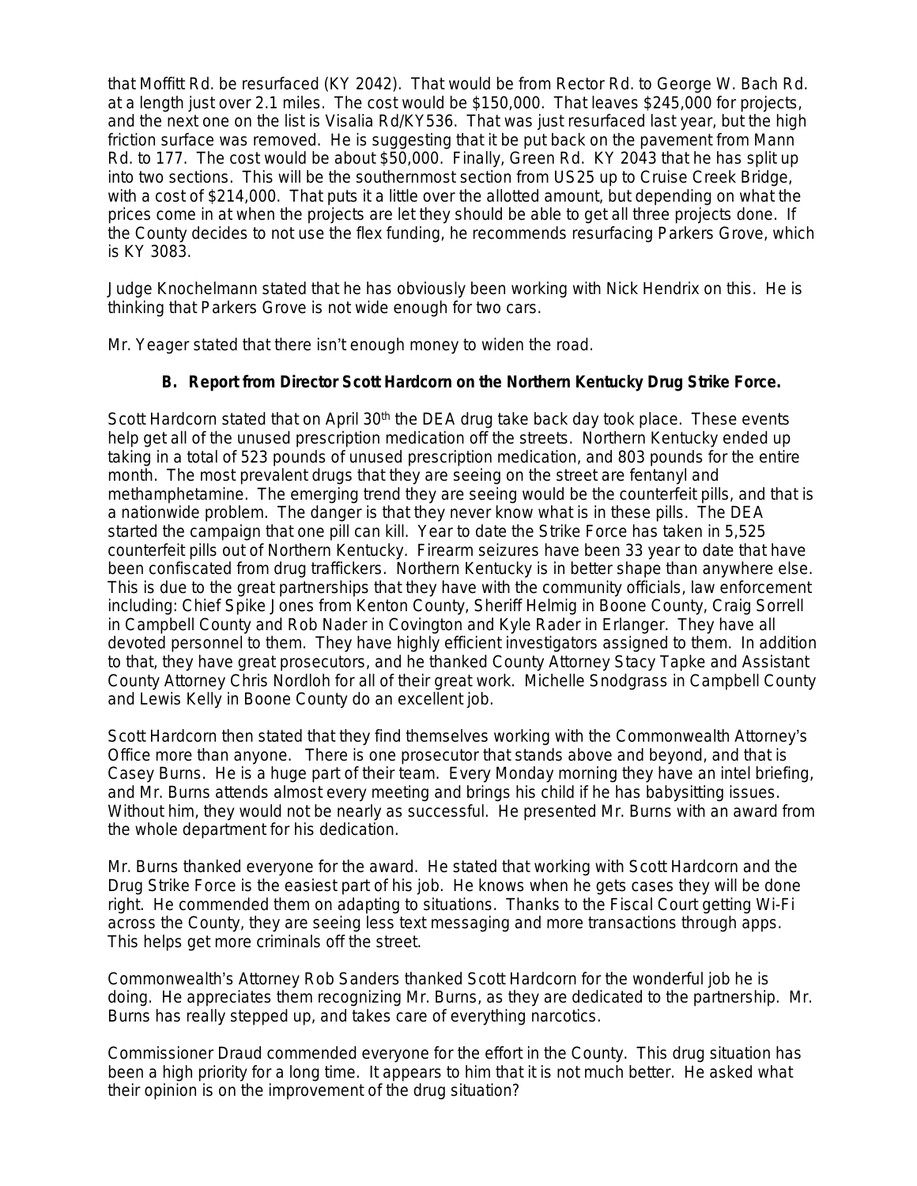that Moffitt Rd. be resurfaced (KY 2042). That would be from Rector Rd. to George W. Bach Rd. at a length just over 2.1 miles. The cost would be $150,000. That leaves $245,000 for projects, and the next one on the list is Visalia Rd/KY536. That was just resurfaced last year, but the high friction surface was removed. He is suggesting that it be put back on the pavement from Mann Rd. to 177. The cost would be about $50,000. Finally, Green Rd. KY 2043 that he has split up into two sections. This will be the southernmost section from US25 up to Cruise Creek Bridge, with a cost of $214,000. That puts it a little over the allotted amount, but depending on what the prices come in at when the projects are let they should be able to get all three projects done. If the County decides to not use the flex funding, he recommends resurfacing Parkers Grove, which is KY 3083.

Judge Knochelmann stated that he has obviously been working with Nick Hendrix on this. He is thinking that Parkers Grove is not wide enough for two cars.

Mr. Yeager stated that there isn't enough money to widen the road.

**B. Report from Director Scott Hardcorn on the Northern Kentucky Drug Strike Force.**

Scott Hardcorn stated that on April 30th the DEA drug take back day took place. These events help get all of the unused prescription medication off the streets. Northern Kentucky ended up taking in a total of 523 pounds of unused prescription medication, and 803 pounds for the entire month. The most prevalent drugs that they are seeing on the street are fentanyl and methamphetamine. The emerging trend they are seeing would be the counterfeit pills, and that is a nationwide problem. The danger is that they never know what is in these pills. The DEA started the campaign that one pill can kill. Year to date the Strike Force has taken in 5,525 counterfeit pills out of Northern Kentucky. Firearm seizures have been 33 year to date that have been confiscated from drug traffickers. Northern Kentucky is in better shape than anywhere else. This is due to the great partnerships that they have with the community officials, law enforcement including: Chief Spike Jones from Kenton County, Sheriff Helmig in Boone County, Craig Sorrell in Campbell County and Rob Nader in Covington and Kyle Rader in Erlanger. They have all devoted personnel to them. They have highly efficient investigators assigned to them. In addition to that, they have great prosecutors, and he thanked County Attorney Stacy Tapke and Assistant County Attorney Chris Nordloh for all of their great work. Michelle Snodgrass in Campbell County and Lewis Kelly in Boone County do an excellent job.

Scott Hardcorn then stated that they find themselves working with the Commonwealth Attorney's Office more than anyone. There is one prosecutor that stands above and beyond, and that is Casey Burns. He is a huge part of their team. Every Monday morning they have an intel briefing, and Mr. Burns attends almost every meeting and brings his child if he has babysitting issues. Without him, they would not be nearly as successful. He presented Mr. Burns with an award from the whole department for his dedication.

Mr. Burns thanked everyone for the award. He stated that working with Scott Hardcorn and the Drug Strike Force is the easiest part of his job. He knows when he gets cases they will be done right. He commended them on adapting to situations. Thanks to the Fiscal Court getting Wi-Fi across the County, they are seeing less text messaging and more transactions through apps. This helps get more criminals off the street.

Commonwealth's Attorney Rob Sanders thanked Scott Hardcorn for the wonderful job he is doing. He appreciates them recognizing Mr. Burns, as they are dedicated to the partnership. Mr. Burns has really stepped up, and takes care of everything narcotics.

Commissioner Draud commended everyone for the effort in the County. This drug situation has been a high priority for a long time. It appears to him that it is not much better. He asked what their opinion is on the improvement of the drug situation?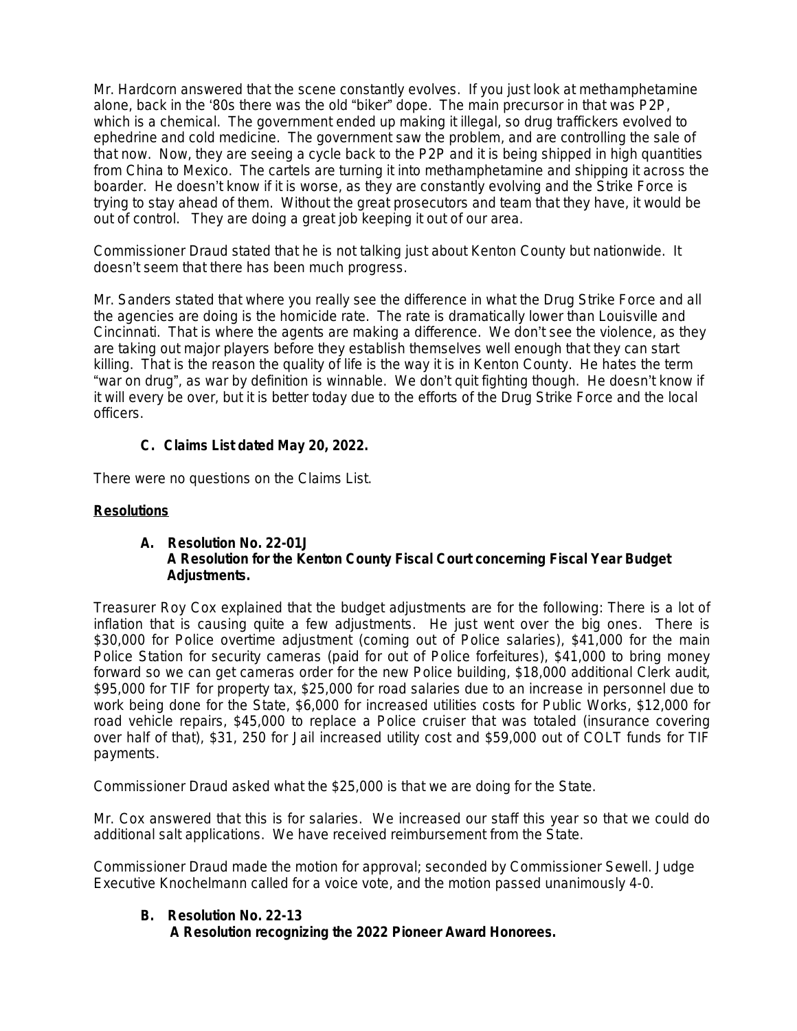Mr. Hardcorn answered that the scene constantly evolves. If you just look at methamphetamine alone, back in the '80s there was the old "biker" dope. The main precursor in that was P2P, which is a chemical. The government ended up making it illegal, so drug traffickers evolved to ephedrine and cold medicine. The government saw the problem, and are controlling the sale of that now. Now, they are seeing a cycle back to the P2P and it is being shipped in high quantities from China to Mexico. The cartels are turning it into methamphetamine and shipping it across the boarder. He doesn't know if it is worse, as they are constantly evolving and the Strike Force is trying to stay ahead of them. Without the great prosecutors and team that they have, it would be out of control. They are doing a great job keeping it out of our area.

Commissioner Draud stated that he is not talking just about Kenton County but nationwide. It doesn't seem that there has been much progress.

Mr. Sanders stated that where you really see the difference in what the Drug Strike Force and all the agencies are doing is the homicide rate. The rate is dramatically lower than Louisville and Cincinnati. That is where the agents are making a difference. We don't see the violence, as they are taking out major players before they establish themselves well enough that they can start killing. That is the reason the quality of life is the way it is in Kenton County. He hates the term "war on drug", as war by definition is winnable. We don't quit fighting though. He doesn't know if it will every be over, but it is better today due to the efforts of the Drug Strike Force and the local officers.

**C. Claims List dated May 20, 2022.**

There were no questions on the Claims List.

**Resolutions**

**A. Resolution No. 22-01J**
**A Resolution for the Kenton County Fiscal Court concerning Fiscal Year Budget Adjustments.**

Treasurer Roy Cox explained that the budget adjustments are for the following: There is a lot of inflation that is causing quite a few adjustments. He just went over the big ones. There is $30,000 for Police overtime adjustment (coming out of Police salaries), $41,000 for the main Police Station for security cameras (paid for out of Police forfeitures), $41,000 to bring money forward so we can get cameras order for the new Police building, $18,000 additional Clerk audit, $95,000 for TIF for property tax, $25,000 for road salaries due to an increase in personnel due to work being done for the State, $6,000 for increased utilities costs for Public Works, $12,000 for road vehicle repairs, $45,000 to replace a Police cruiser that was totaled (insurance covering over half of that), $31, 250 for Jail increased utility cost and $59,000 out of COLT funds for TIF payments.

Commissioner Draud asked what the $25,000 is that we are doing for the State.

Mr. Cox answered that this is for salaries. We increased our staff this year so that we could do additional salt applications. We have received reimbursement from the State.

Commissioner Draud made the motion for approval; seconded by Commissioner Sewell. Judge Executive Knochelmann called for a voice vote, and the motion passed unanimously 4-0.

**B. Resolution No. 22-13**
**A Resolution recognizing the 2022 Pioneer Award Honorees.**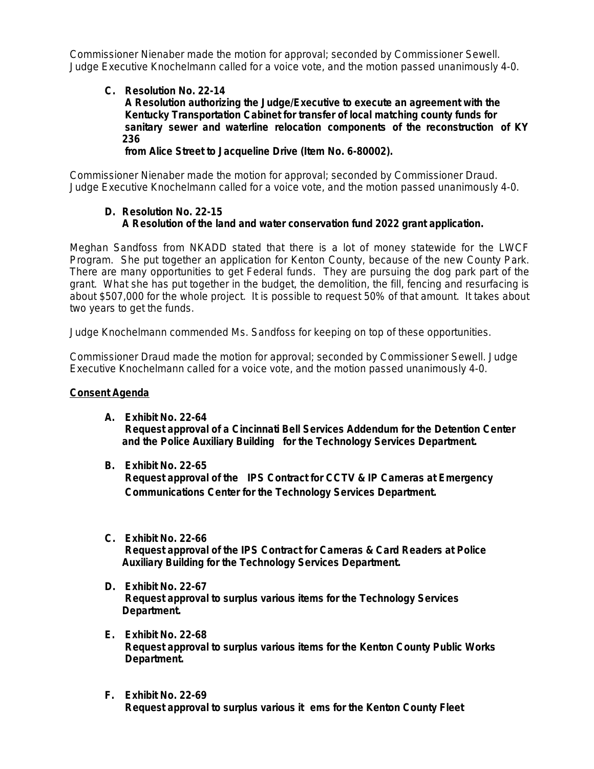Commissioner Nienaber made the motion for approval; seconded by Commissioner Sewell. Judge Executive Knochelmann called for a voice vote, and the motion passed unanimously 4-0.

**C. Resolution No. 22-14**
**A Resolution authorizing the Judge/Executive to execute an agreement with the Kentucky Transportation Cabinet for transfer of local matching county funds for sanitary sewer and waterline relocation components of the reconstruction of KY 236 from Alice Street to Jacqueline Drive (Item No. 6-80002).**

Commissioner Nienaber made the motion for approval; seconded by Commissioner Draud. Judge Executive Knochelmann called for a voice vote, and the motion passed unanimously 4-0.

**D. Resolution No. 22-15**
**A Resolution of the land and water conservation fund 2022 grant application.**

Meghan Sandfoss from NKADD stated that there is a lot of money statewide for the LWCF Program. She put together an application for Kenton County, because of the new County Park. There are many opportunities to get Federal funds. They are pursuing the dog park part of the grant. What she has put together in the budget, the demolition, the fill, fencing and resurfacing is about $507,000 for the whole project. It is possible to request 50% of that amount. It takes about two years to get the funds.

Judge Knochelmann commended Ms. Sandfoss for keeping on top of these opportunities.

Commissioner Draud made the motion for approval; seconded by Commissioner Sewell. Judge Executive Knochelmann called for a voice vote, and the motion passed unanimously 4-0.

**Consent Agenda**

**A. Exhibit No. 22-64**
**Request approval of a Cincinnati Bell Services Addendum for the Detention Center and the Police Auxiliary Building for the Technology Services Department.**

**B. Exhibit No. 22-65**
**Request approval of the IPS Contract for CCTV & IP Cameras at Emergency Communications Center for the Technology Services Department.**

**C. Exhibit No. 22-66**
**Request approval of the IPS Contract for Cameras & Card Readers at Police Auxiliary Building for the Technology Services Department.**

**D. Exhibit No. 22-67**
**Request approval to surplus various items for the Technology Services Department.**

**E. Exhibit No. 22-68**
**Request approval to surplus various items for the Kenton County Public Works Department.**

**F. Exhibit No. 22-69**
**Request approval to surplus various it ems for the Kenton County Fleet**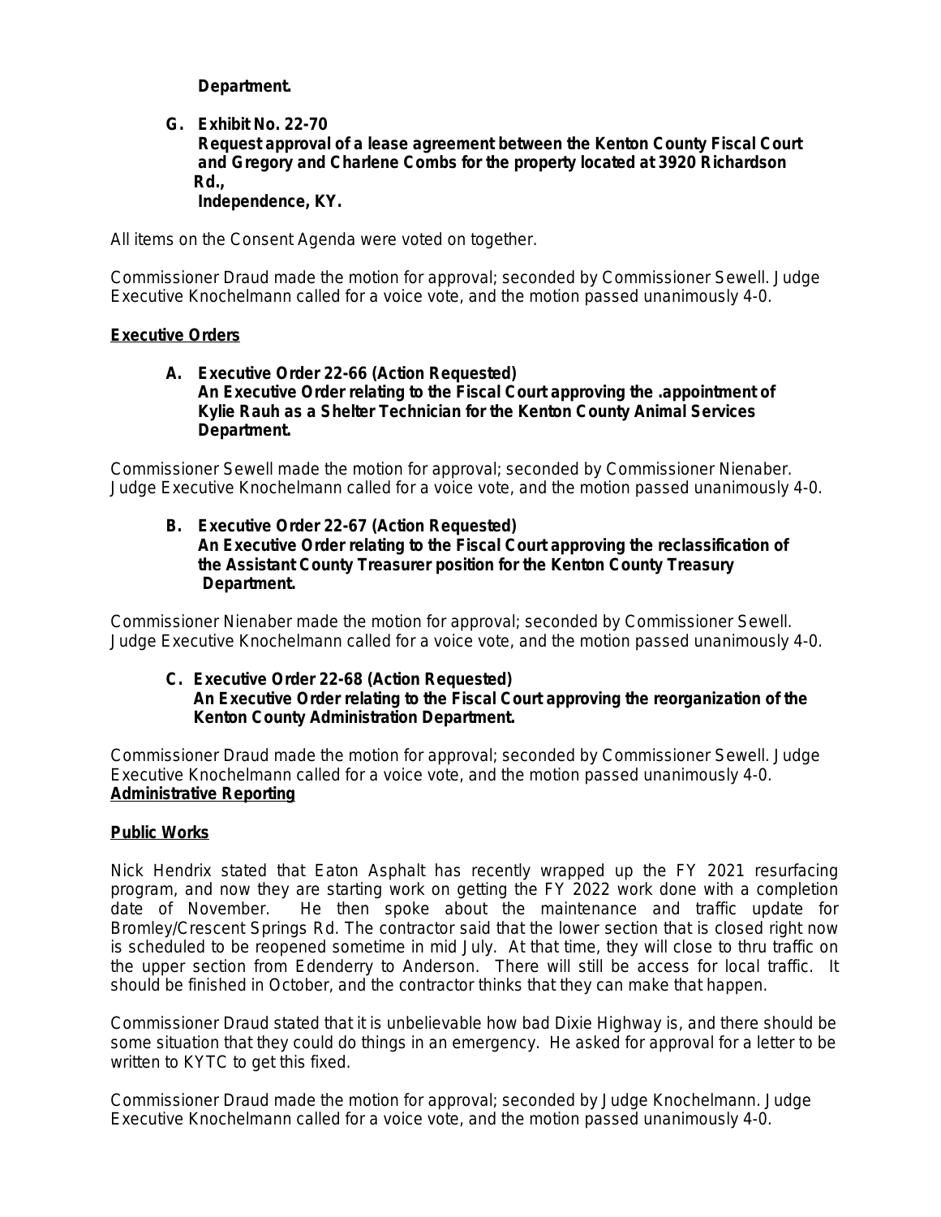**Department.**

**G. Exhibit No. 22-70**
**Request approval of a lease agreement between the Kenton County Fiscal Court and Gregory and Charlene Combs for the property located at 3920 Richardson Rd., Independence, KY.**

All items on the Consent Agenda were voted on together.

Commissioner Draud made the motion for approval; seconded by Commissioner Sewell. Judge Executive Knochelmann called for a voice vote, and the motion passed unanimously 4-0.

**Executive Orders**

**A. Executive Order 22-66 (Action Requested)**
**An Executive Order relating to the Fiscal Court approving the .appointment of Kylie Rauh as a Shelter Technician for the Kenton County Animal Services Department.**

Commissioner Sewell made the motion for approval; seconded by Commissioner Nienaber. Judge Executive Knochelmann called for a voice vote, and the motion passed unanimously 4-0.

**B. Executive Order 22-67 (Action Requested)**
**An Executive Order relating to the Fiscal Court approving the reclassification of the Assistant County Treasurer position for the Kenton County Treasury Department.**

Commissioner Nienaber made the motion for approval; seconded by Commissioner Sewell. Judge Executive Knochelmann called for a voice vote, and the motion passed unanimously 4-0.

**C. Executive Order 22-68 (Action Requested)**
**An Executive Order relating to the Fiscal Court approving the reorganization of the Kenton County Administration Department.**

Commissioner Draud made the motion for approval; seconded by Commissioner Sewell. Judge Executive Knochelmann called for a voice vote, and the motion passed unanimously 4-0.

**Administrative Reporting**

**Public Works**

Nick Hendrix stated that Eaton Asphalt has recently wrapped up the FY 2021 resurfacing program, and now they are starting work on getting the FY 2022 work done with a completion date of November. He then spoke about the maintenance and traffic update for Bromley/Crescent Springs Rd. The contractor said that the lower section that is closed right now is scheduled to be reopened sometime in mid July. At that time, they will close to thru traffic on the upper section from Edenderry to Anderson. There will still be access for local traffic. It should be finished in October, and the contractor thinks that they can make that happen.

Commissioner Draud stated that it is unbelievable how bad Dixie Highway is, and there should be some situation that they could do things in an emergency. He asked for approval for a letter to be written to KYTC to get this fixed.

Commissioner Draud made the motion for approval; seconded by Judge Knochelmann. Judge Executive Knochelmann called for a voice vote, and the motion passed unanimously 4-0.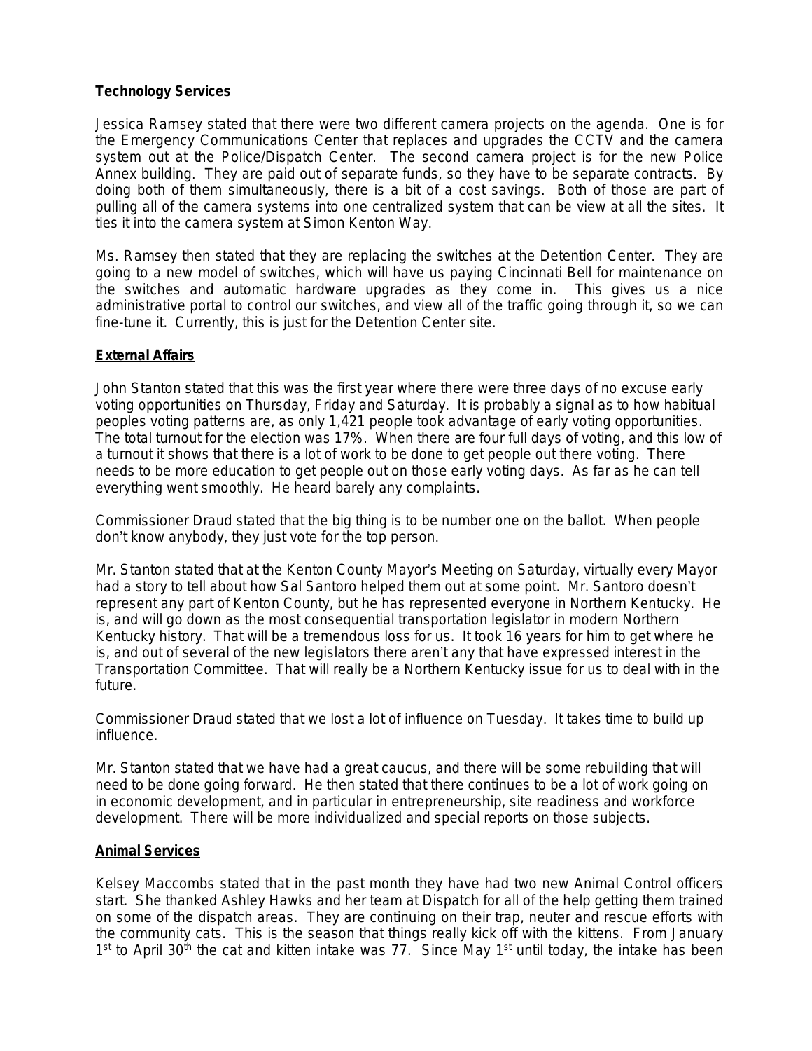**Technology Services**

Jessica Ramsey stated that there were two different camera projects on the agenda. One is for the Emergency Communications Center that replaces and upgrades the CCTV and the camera system out at the Police/Dispatch Center. The second camera project is for the new Police Annex building. They are paid out of separate funds, so they have to be separate contracts. By doing both of them simultaneously, there is a bit of a cost savings. Both of those are part of pulling all of the camera systems into one centralized system that can be view at all the sites. It ties it into the camera system at Simon Kenton Way.

Ms. Ramsey then stated that they are replacing the switches at the Detention Center. They are going to a new model of switches, which will have us paying Cincinnati Bell for maintenance on the switches and automatic hardware upgrades as they come in. This gives us a nice administrative portal to control our switches, and view all of the traffic going through it, so we can fine-tune it. Currently, this is just for the Detention Center site.

**External Affairs**

John Stanton stated that this was the first year where there were three days of no excuse early voting opportunities on Thursday, Friday and Saturday. It is probably a signal as to how habitual peoples voting patterns are, as only 1,421 people took advantage of early voting opportunities. The total turnout for the election was 17%. When there are four full days of voting, and this low of a turnout it shows that there is a lot of work to be done to get people out there voting. There needs to be more education to get people out on those early voting days. As far as he can tell everything went smoothly. He heard barely any complaints.

Commissioner Draud stated that the big thing is to be number one on the ballot. When people don't know anybody, they just vote for the top person.

Mr. Stanton stated that at the Kenton County Mayor's Meeting on Saturday, virtually every Mayor had a story to tell about how Sal Santoro helped them out at some point. Mr. Santoro doesn't represent any part of Kenton County, but he has represented everyone in Northern Kentucky. He is, and will go down as the most consequential transportation legislator in modern Northern Kentucky history. That will be a tremendous loss for us. It took 16 years for him to get where he is, and out of several of the new legislators there aren't any that have expressed interest in the Transportation Committee. That will really be a Northern Kentucky issue for us to deal with in the future.

Commissioner Draud stated that we lost a lot of influence on Tuesday. It takes time to build up influence.

Mr. Stanton stated that we have had a great caucus, and there will be some rebuilding that will need to be done going forward. He then stated that there continues to be a lot of work going on in economic development, and in particular in entrepreneurship, site readiness and workforce development. There will be more individualized and special reports on those subjects.

**Animal Services**

Kelsey Maccombs stated that in the past month they have had two new Animal Control officers start. She thanked Ashley Hawks and her team at Dispatch for all of the help getting them trained on some of the dispatch areas. They are continuing on their trap, neuter and rescue efforts with the community cats. This is the season that things really kick off with the kittens. From January 1st to April 30th the cat and kitten intake was 77. Since May 1st until today, the intake has been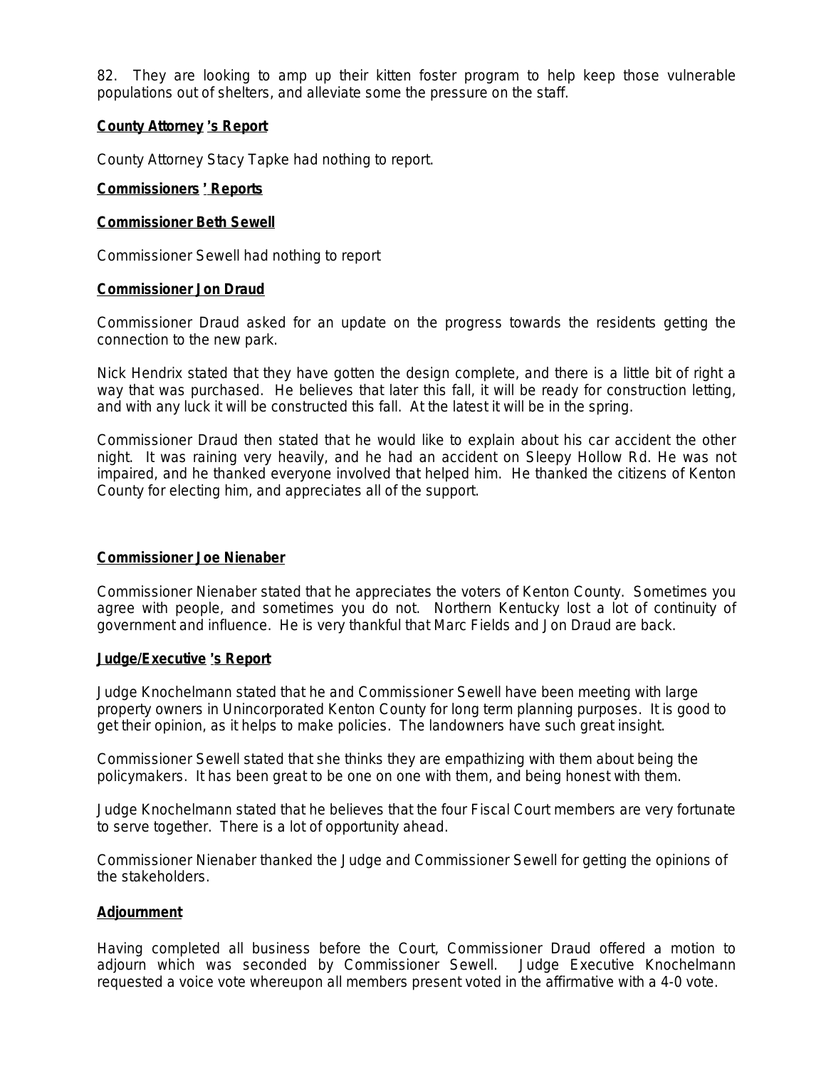82. They are looking to amp up their kitten foster program to help keep those vulnerable populations out of shelters, and alleviate some the pressure on the staff.

**County Attorney 's Report**

County Attorney Stacy Tapke had nothing to report.

**Commissioners ' Reports**

**Commissioner Beth Sewell**

Commissioner Sewell had nothing to report

**Commissioner Jon Draud**

Commissioner Draud asked for an update on the progress towards the residents getting the connection to the new park.

Nick Hendrix stated that they have gotten the design complete, and there is a little bit of right a way that was purchased. He believes that later this fall, it will be ready for construction letting, and with any luck it will be constructed this fall. At the latest it will be in the spring.

Commissioner Draud then stated that he would like to explain about his car accident the other night. It was raining very heavily, and he had an accident on Sleepy Hollow Rd. He was not impaired, and he thanked everyone involved that helped him. He thanked the citizens of Kenton County for electing him, and appreciates all of the support.

**Commissioner Joe Nienaber**

Commissioner Nienaber stated that he appreciates the voters of Kenton County. Sometimes you agree with people, and sometimes you do not. Northern Kentucky lost a lot of continuity of government and influence. He is very thankful that Marc Fields and Jon Draud are back.

**Judge/Executive 's Report**

Judge Knochelmann stated that he and Commissioner Sewell have been meeting with large property owners in Unincorporated Kenton County for long term planning purposes. It is good to get their opinion, as it helps to make policies. The landowners have such great insight.

Commissioner Sewell stated that she thinks they are empathizing with them about being the policymakers. It has been great to be one on one with them, and being honest with them.

Judge Knochelmann stated that he believes that the four Fiscal Court members are very fortunate to serve together. There is a lot of opportunity ahead.

Commissioner Nienaber thanked the Judge and Commissioner Sewell for getting the opinions of the stakeholders.

**Adjournment**

Having completed all business before the Court, Commissioner Draud offered a motion to adjourn which was seconded by Commissioner Sewell. Judge Executive Knochelmann requested a voice vote whereupon all members present voted in the affirmative with a 4-0 vote.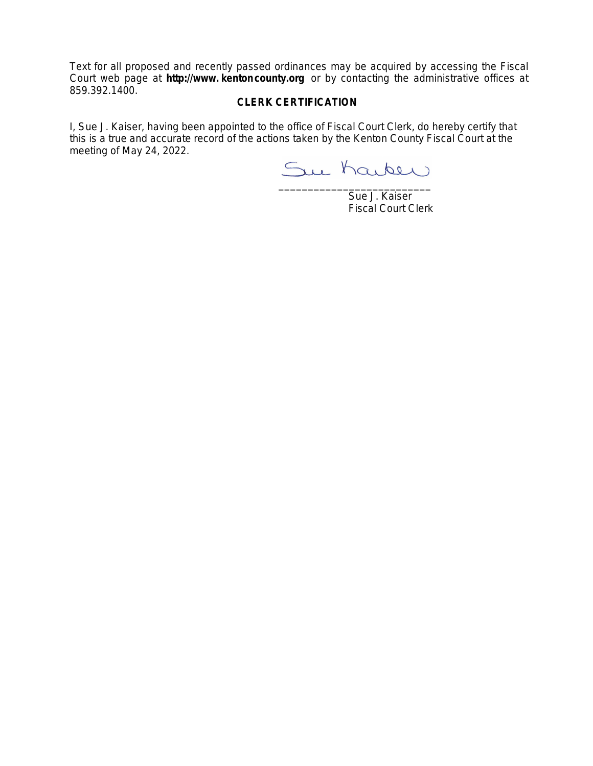Text for all proposed and recently passed ordinances may be acquired by accessing the Fiscal Court web page at **http://www.kentoncounty.org** or by contacting the administrative offices at 859.392.1400.

**CLERK CERTIFICATION**

I, Sue J. Kaiser, having been appointed to the office of Fiscal Court Clerk, do hereby certify that this is a true and accurate record of the actions taken by the Kenton County Fiscal Court at the meeting of May 24, 2022.

Sue Kaiser

___________________________

Sue J. Kaiser
Fiscal Court Clerk